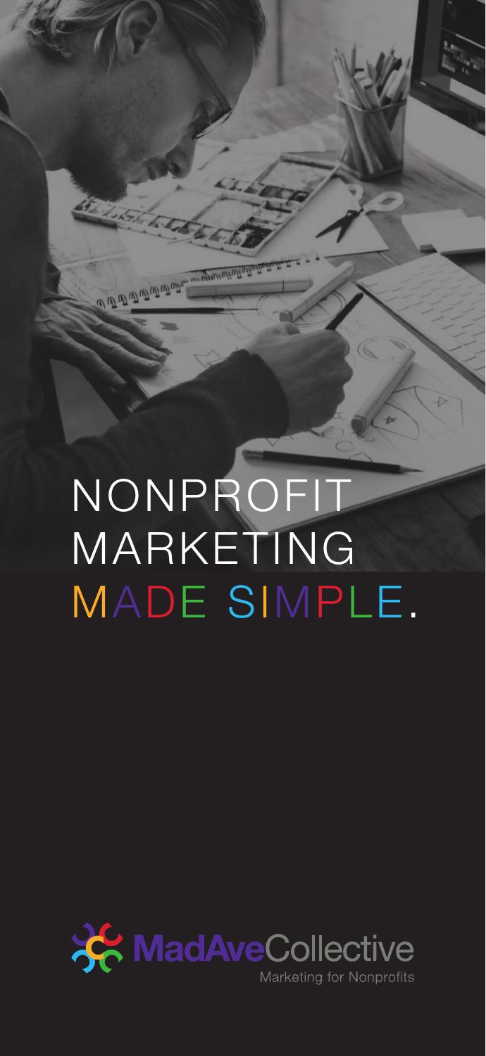# NONPROFIT MARKETING MADE SIMPLE.

MadAveCollective

Marketing for Nonprofits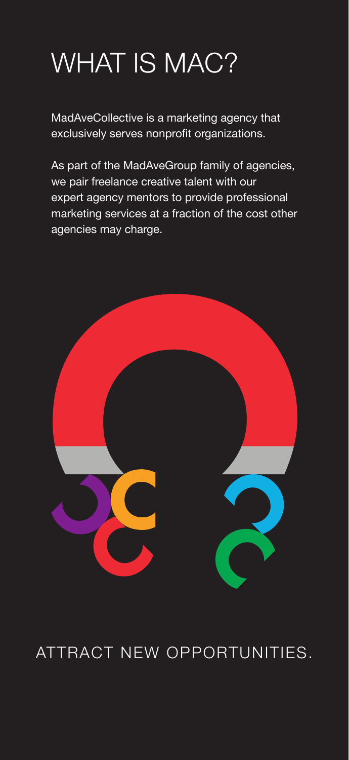# WHAT IS MAC?

MadAveCollective is a marketing agency that exclusively serves nonprofit organizations.

As part of the MadAveGroup family of agencies, we pair freelance creative talent with our expert agency mentors to provide professional marketing services at a fraction of the cost other agencies may charge.

ATTRACT NEW OPPORTUNITIES.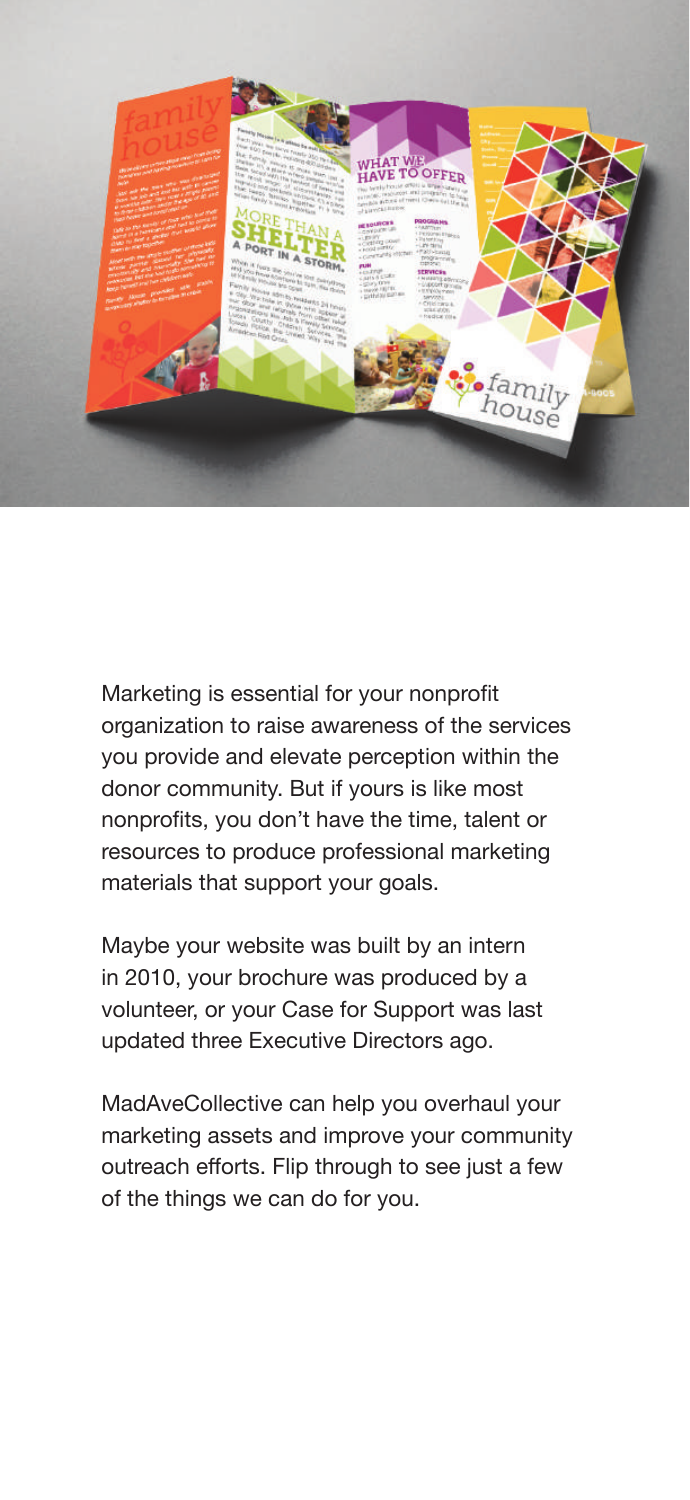Marketing is essential for your nonprofit organization to raise awareness of the services you provide and elevate perception within the donor community. But if yours is like most nonprofits, you don't have the time, talent or resources to produce professional marketing materials that support your goals.

Maybe your website was built by an intern in 2010, your brochure was produced by a volunteer, or your Case for Support was last updated three Executive Directors ago.

MadAveCollective can help you overhaul your marketing assets and improve your community outreach efforts. Flip through to see just a few of the things we can do for you.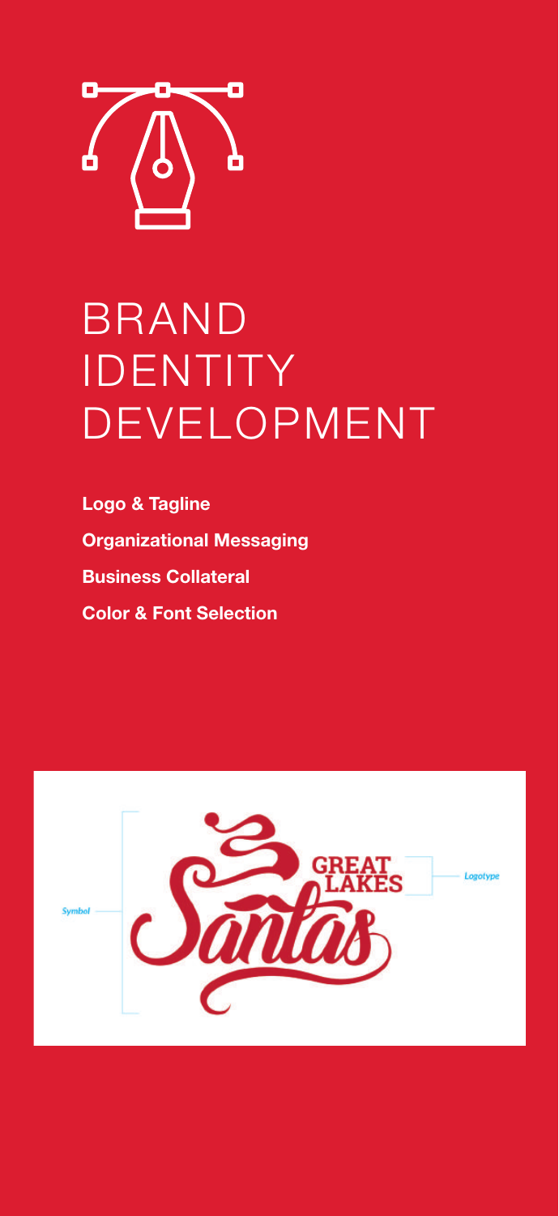# BRAND IDENTITY DEVELOPMENT

**Logo & Tagline**

**Organizational Messaging**

**Business Collateral**

**Color & Font Selection**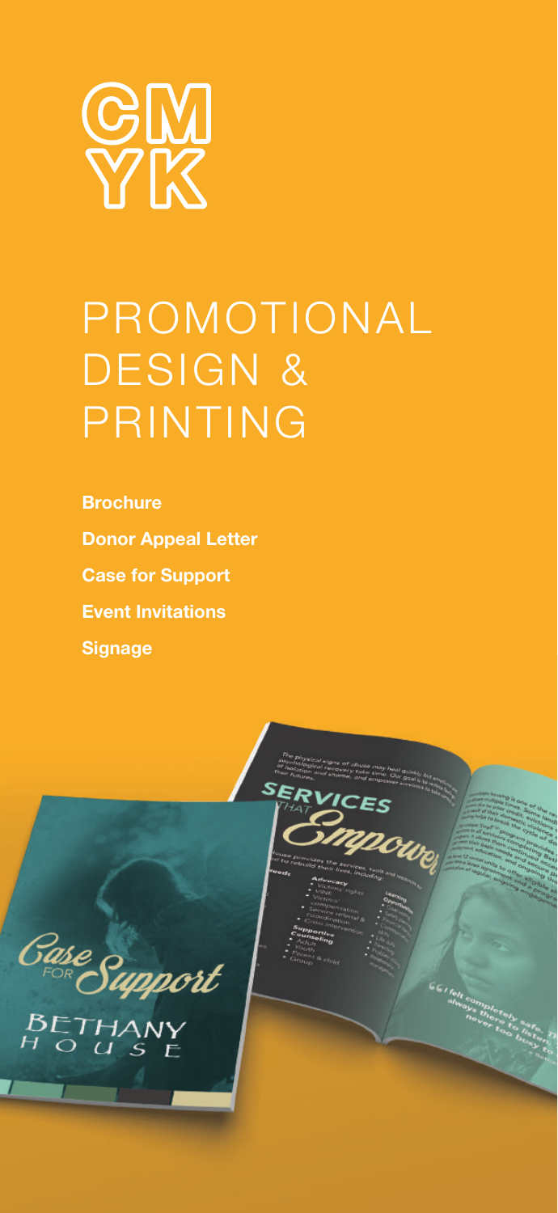CM
YK

# PROMOTIONAL DESIGN & PRINTING

**Brochure**

**Donor Appeal Letter**

**Case for Support**

**Event Invitations**

**Signage**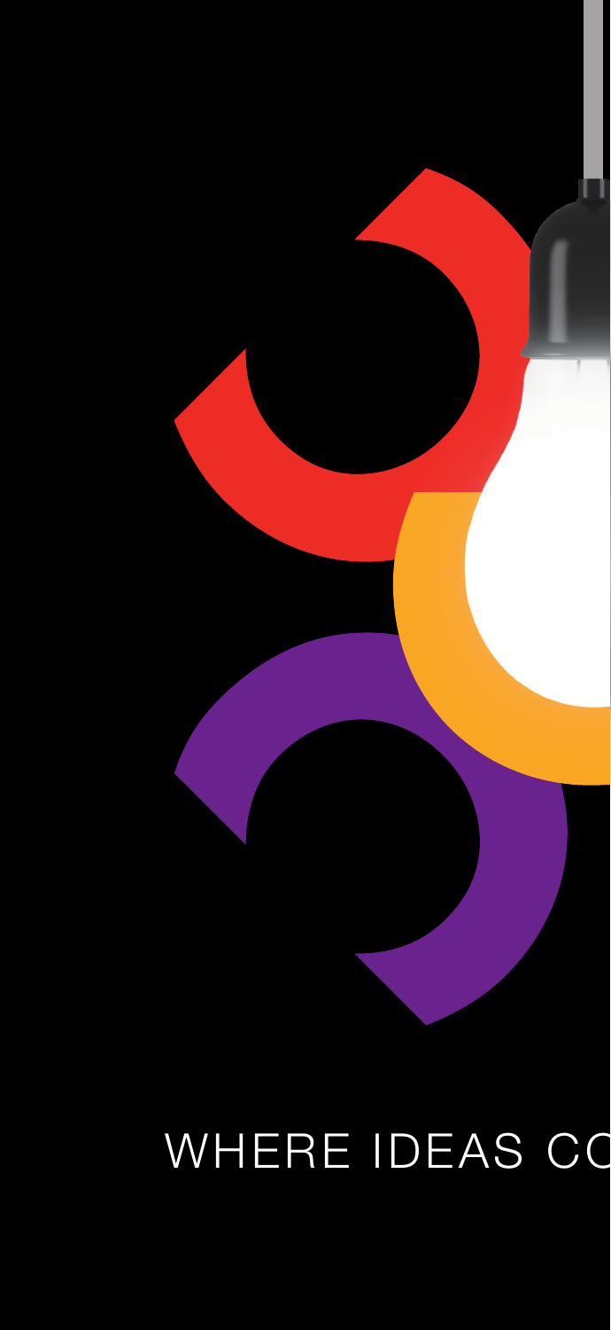WHERE IDEAS CO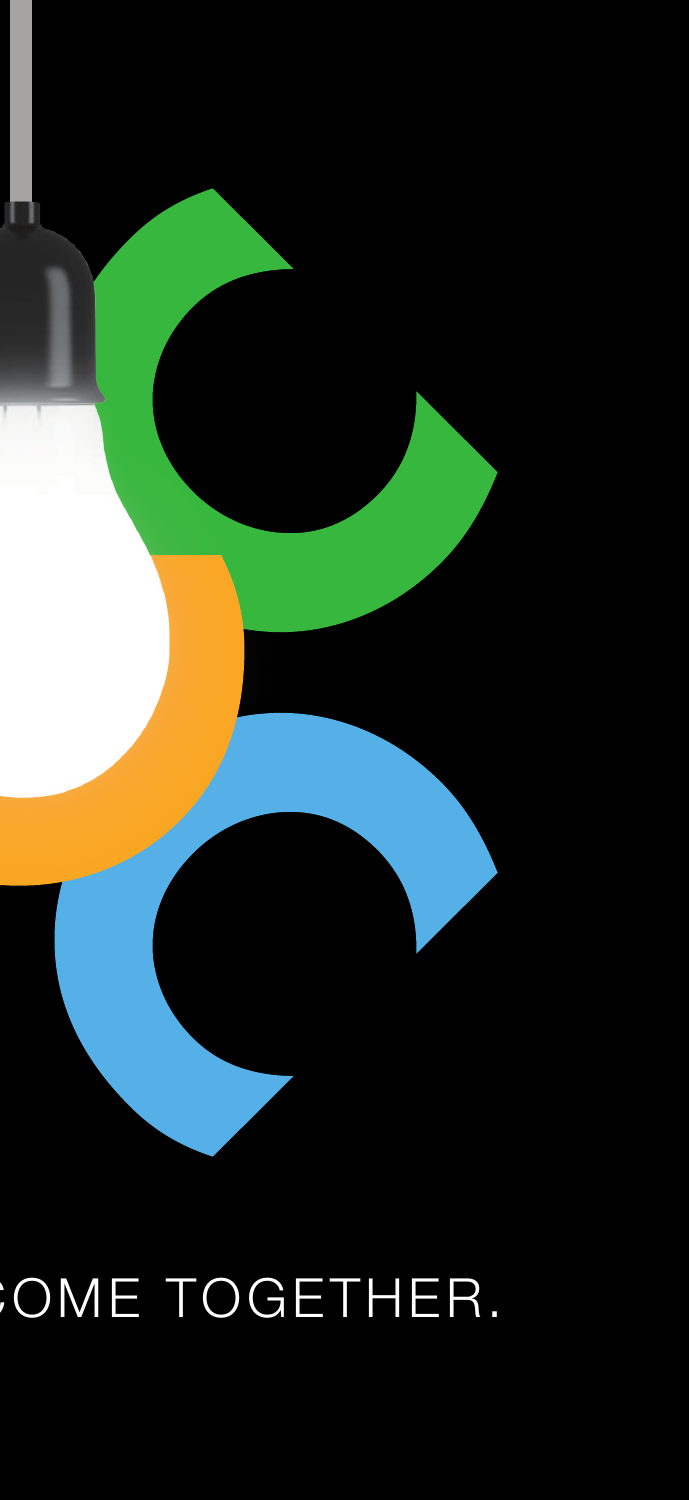COME TOGETHER.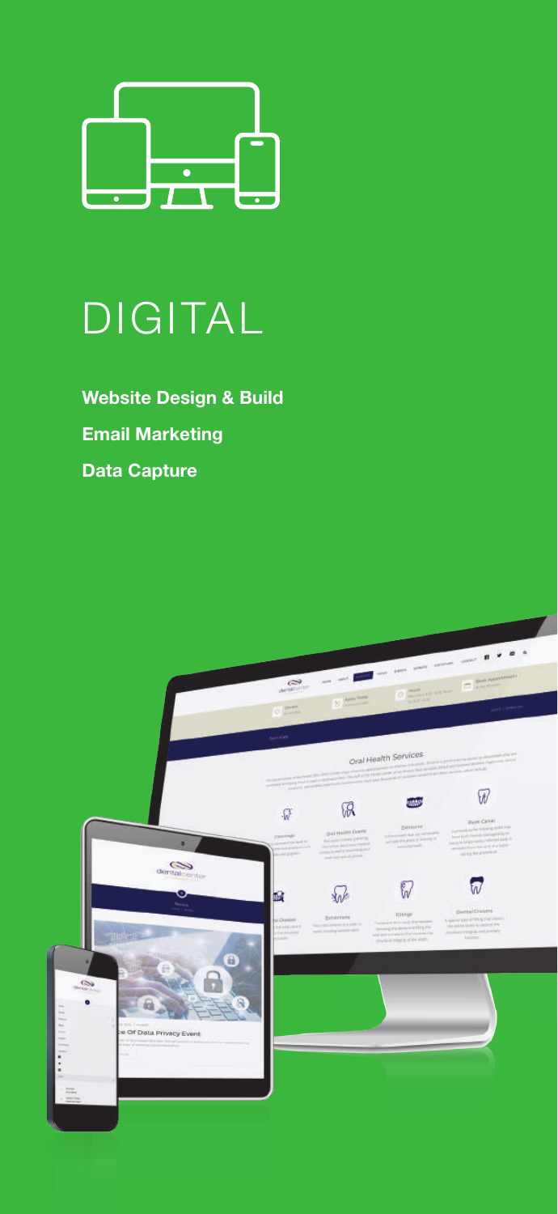# DIGITAL

**Website Design & Build**

**Email Marketing**

**Data Capture**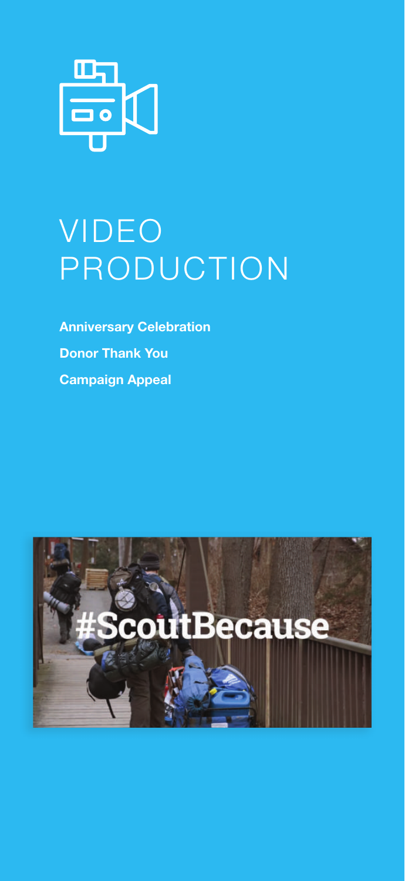# VIDEO PRODUCTION

**Anniversary Celebration**

**Donor Thank You**

**Campaign Appeal**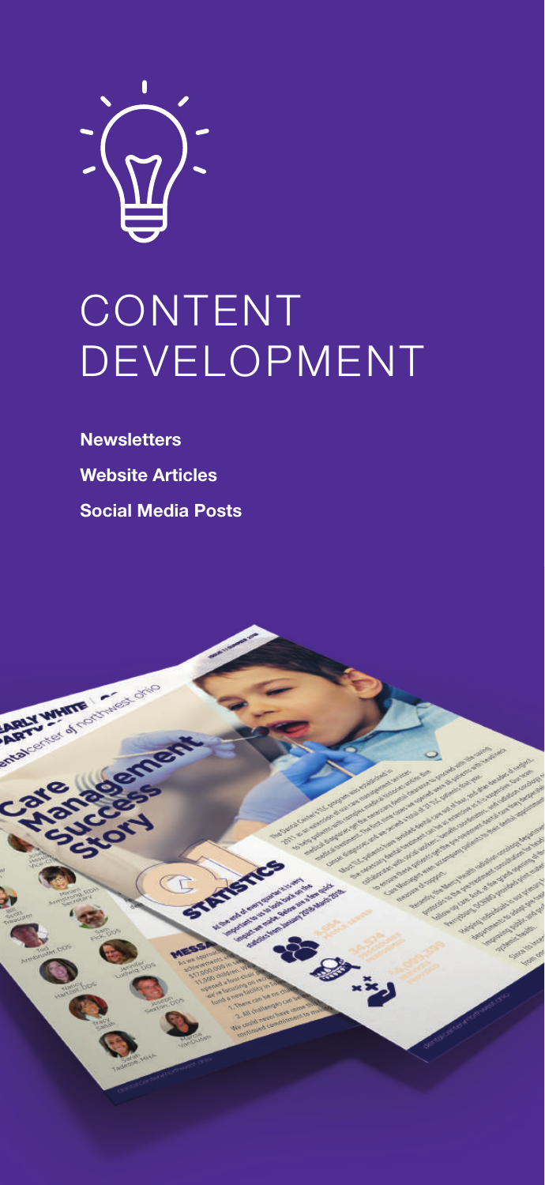# CONTENT DEVELOPMENT

**Newsletters**

**Website Articles**

**Social Media Posts**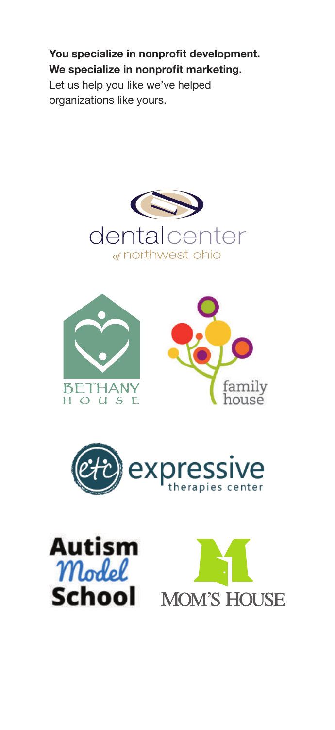**You specialize in nonprofit development.**
**We specialize in nonprofit marketing.**
Let us help you like we've helped organizations like yours.

dentalcenter
of northwest ohio

BETHANY
HOUSE

family
house

expressive
therapies center

Autism
Model
School

MOM'S HOUSE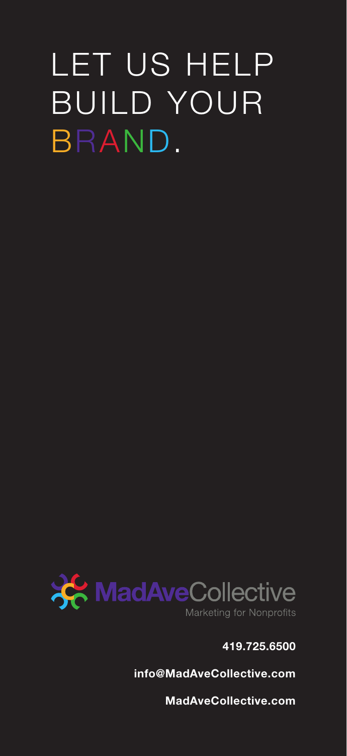# LET US HELP BUILD YOUR BRAND.

MadAveCollective

Marketing for Nonprofits

**419.725.6500**

**info@MadAveCollective.com**

**MadAveCollective.com**